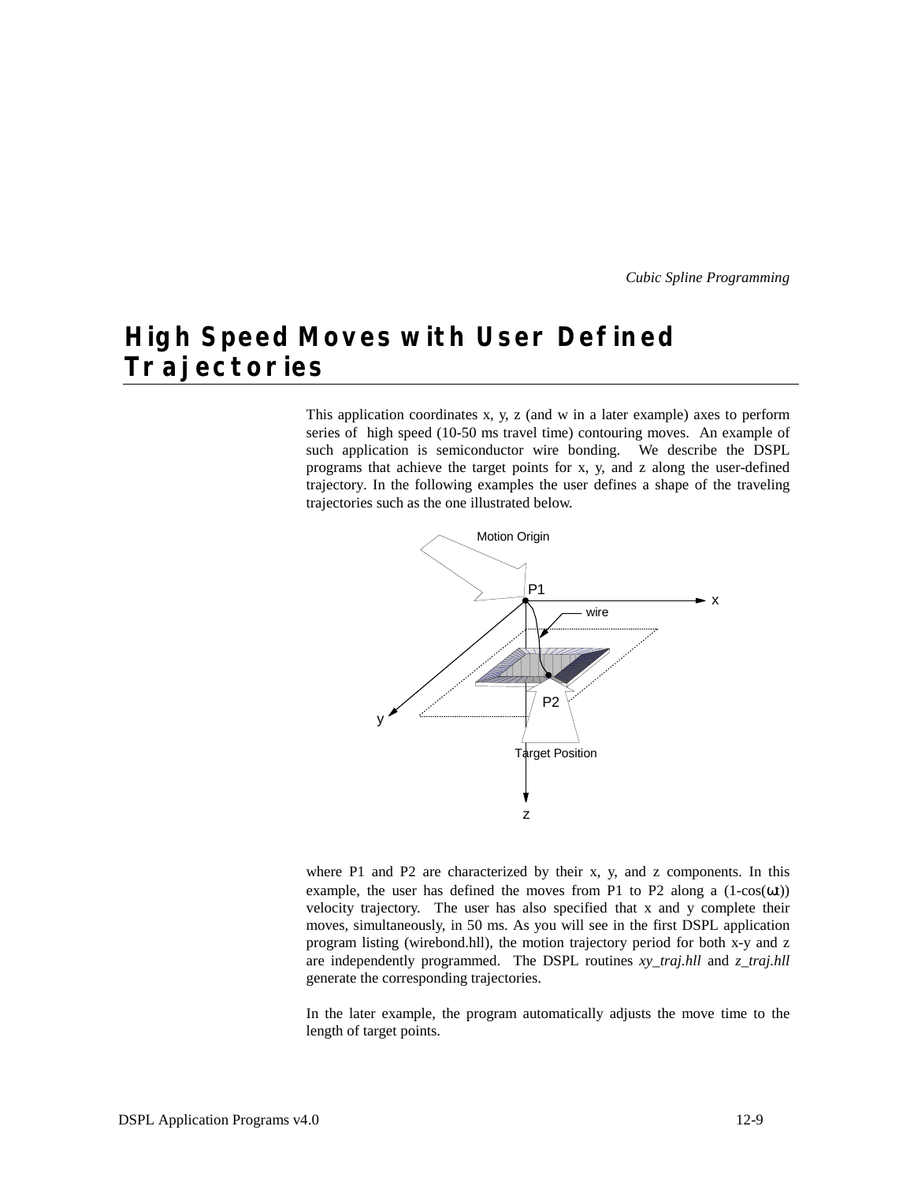# High Speed Moves with User Defined Trajectories

This application coordinates x, y, z (and w in a later example) axes to perform series of high speed (10-50 ms travel time) contouring moves. An example of such application is semiconductor wire bonding. We describe the DSPL programs that achieve the target points for x, y, and z along the user-defined trajectory. In the following examples the user defines a shape of the traveling trajectories such as the one illustrated below.

where P1 and P2 are characterized by their x, y, and z components. In this example, the user has defined the moves from P1 to P2 along a (1-cos($\omega t$)) velocity trajectory. The user has also specified that x and y complete their moves, simultaneously, in 50 ms. As you will see in the first DSPL application program listing (wirebond.hll), the motion trajectory period for both x-y and z are independently programmed. The DSPL routines *xy_traj.hll* and *z_traj.hll* generate the corresponding trajectories.

In the later example, the program automatically adjusts the move time to the length of target points.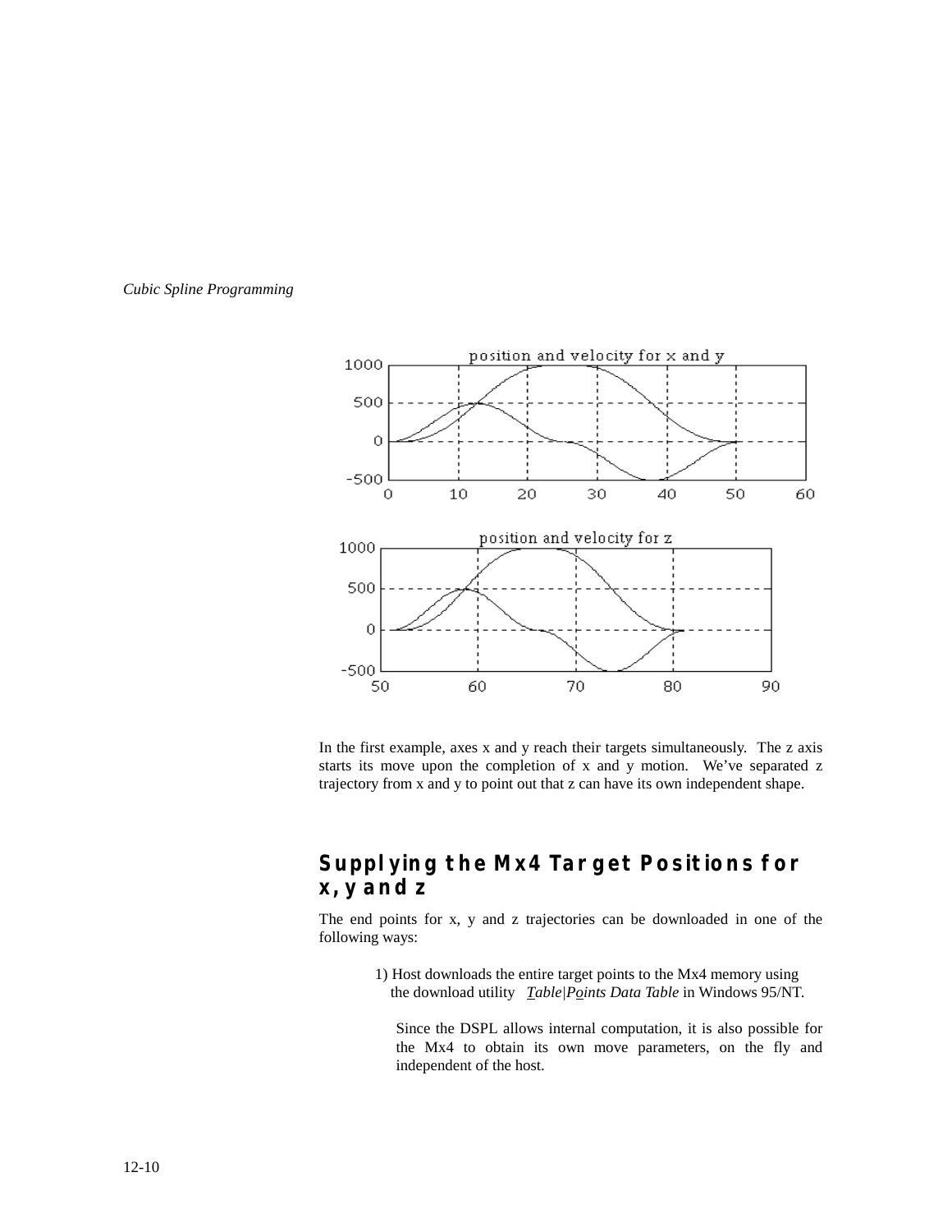In the first example, axes x and y reach their targets simultaneously. The z axis starts its move upon the completion of x and y motion. We've separated z trajectory from x and y to point out that z can have its own independent shape.

## Supplying the Mx4 Target Positions for x, y and z

The end points for x, y and z trajectories can be downloaded in one of the following ways:

1) Host downloads the entire target points to the Mx4 memory using the download utility *Table|Points Data Table* in Windows 95/NT.

   Since the DSPL allows internal computation, it is also possible for the Mx4 to obtain its own move parameters, on the fly and independent of the host.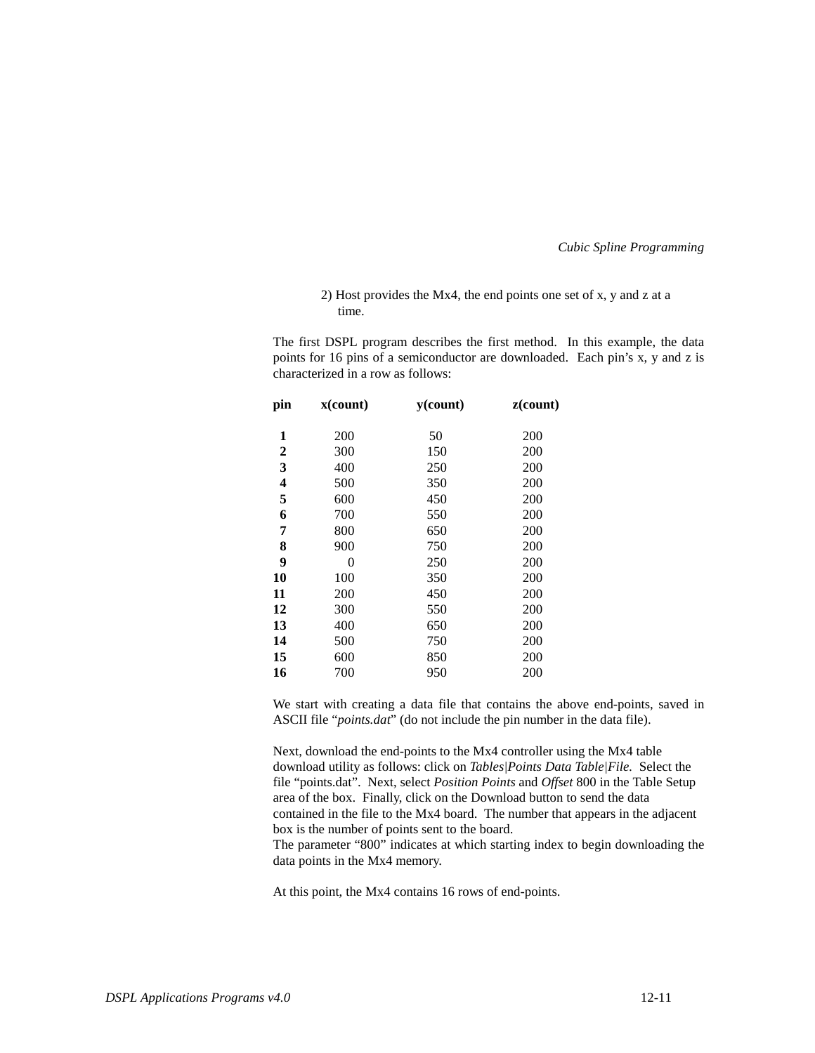2) Host provides the Mx4, the end points one set of x, y and z at a time.

The first DSPL program describes the first method. In this example, the data points for 16 pins of a semiconductor are downloaded. Each pin's x, y and z is characterized in a row as follows:

| pin | x(count) | y(count) | z(count) |
|---|---|---|---|
| **1** | 200 | 50 | 200 |
| **2** | 300 | 150 | 200 |
| **3** | 400 | 250 | 200 |
| **4** | 500 | 350 | 200 |
| **5** | 600 | 450 | 200 |
| **6** | 700 | 550 | 200 |
| **7** | 800 | 650 | 200 |
| **8** | 900 | 750 | 200 |
| **9** | 0 | 250 | 200 |
| **10** | 100 | 350 | 200 |
| **11** | 200 | 450 | 200 |
| **12** | 300 | 550 | 200 |
| **13** | 400 | 650 | 200 |
| **14** | 500 | 750 | 200 |
| **15** | 600 | 850 | 200 |
| **16** | 700 | 950 | 200 |

We start with creating a data file that contains the above end-points, saved in ASCII file "*points.dat*" (do not include the pin number in the data file).

Next, download the end-points to the Mx4 controller using the Mx4 table download utility as follows: click on *Tables|Points Data Table|File.* Select the file "points.dat". Next, select *Position Points* and *Offset* 800 in the Table Setup area of the box. Finally, click on the Download button to send the data contained in the file to the Mx4 board. The number that appears in the adjacent box is the number of points sent to the board.
The parameter "800" indicates at which starting index to begin downloading the data points in the Mx4 memory.

At this point, the Mx4 contains 16 rows of end-points.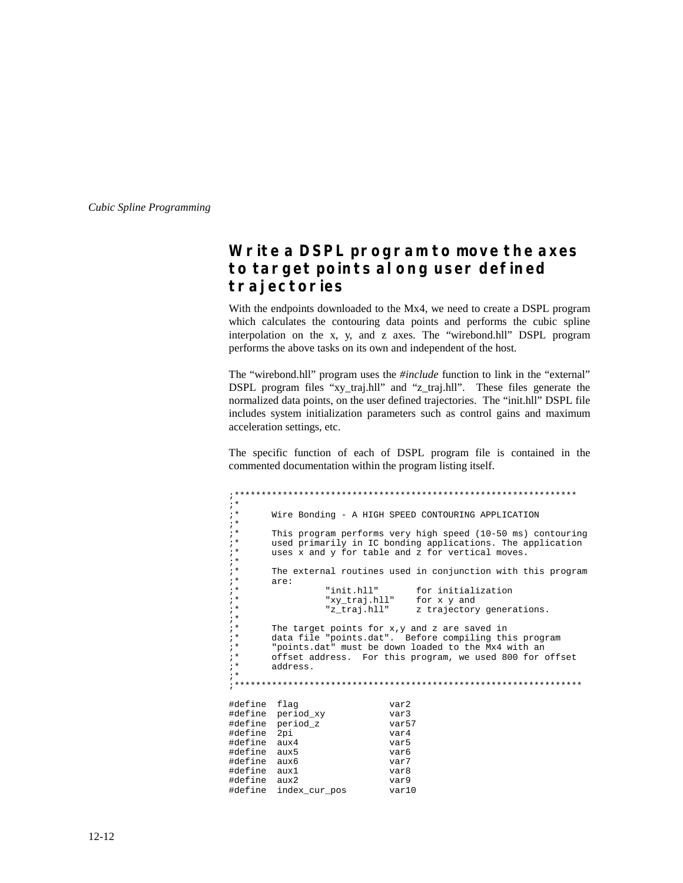## Write a DSPL program to move the axes to target points along user defined trajectories

With the endpoints downloaded to the Mx4, we need to create a DSPL program which calculates the contouring data points and performs the cubic spline interpolation on the x, y, and z axes. The "wirebond.hll" DSPL program performs the above tasks on its own and independent of the host.

The "wirebond.hll" program uses the *#include* function to link in the "external" DSPL program files "xy_traj.hll" and "z_traj.hll". These files generate the normalized data points, on the user defined trajectories. The "init.hll" DSPL file includes system initialization parameters such as control gains and maximum acceleration settings, etc.

The specific function of each of DSPL program file is contained in the commented documentation within the program listing itself.

```
;*****************************************************************
;*
;*      Wire Bonding - A HIGH SPEED CONTOURING APPLICATION
;*
;*      This program performs very high speed (10-50 ms) contouring
;*      used primarily in IC bonding applications. The application
;*      uses x and y for table and z for vertical moves.
;*
;*      The external routines used in conjunction with this program
;*      are:
;*              "init.hll"       for initialization
;*              "xy_traj.hll"    for x y and
;*              "z_traj.hll"     z trajectory generations.
;*
;*      The target points for x,y and z are saved in
;*      data file "points.dat".  Before compiling this program
;*      "points.dat" must be down loaded to the Mx4 with an
;*      offset address.  For this program, we used 800 for offset
;*      address.
;*
;******************************************************************

#define  flag                var2
#define  period_xy           var3
#define  period_z            var57
#define  2pi                 var4
#define  aux4                var5
#define  aux5                var6
#define  aux6                var7
#define  aux1                var8
#define  aux2                var9
#define  index_cur_pos       var10
```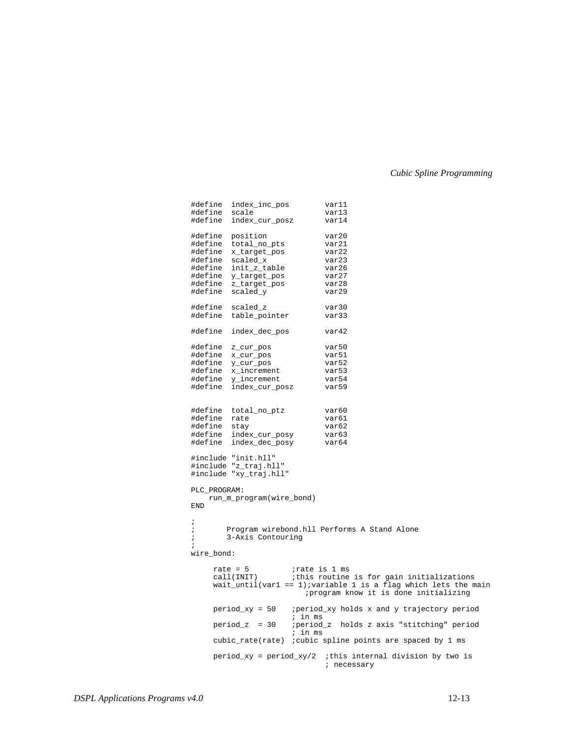```
#define  index_inc_pos        var11
#define  scale                var13
#define  index_cur_posz       var14

#define  position             var20
#define  total_no_pts         var21
#define  x_target_pos         var22
#define  scaled_x             var23
#define  init_z_table         var26
#define  y_target_pos         var27
#define  z_target_pos         var28
#define  scaled_y             var29

#define  scaled_z             var30
#define  table_pointer        var33

#define  index_dec_pos        var42

#define  z_cur_pos            var50
#define  x_cur_pos            var51
#define  y_cur_pos            var52
#define  x_increment          var53
#define  y_increment          var54
#define  index_cur_posz       var59


#define  total_no_ptz         var60
#define  rate                 var61
#define  stay                 var62
#define  index_cur_posy       var63
#define  index_dec_posy       var64

#include "init.hll"
#include "z_traj.hll"
#include "xy_traj.hll"

PLC_PROGRAM:
    run_m_program(wire_bond)
END

;
;       Program wirebond.hll Performs A Stand Alone
;       3-Axis Contouring
;
wire_bond:

     rate = 5          ;rate is 1 ms
     call(INIT)        ;this routine is for gain initializations
     wait_until(var1 == 1);variable 1 is a flag which lets the main
                        ;program know it is done initializing

     period_xy = 50    ;period_xy holds x and y trajectory period
                       ; in ms
     period_z  = 30    ;period_z  holds z axis "stitching" period
                       ; in ms
     cubic_rate(rate)  ;cubic spline points are spaced by 1 ms

     period_xy = period_xy/2  ;this internal division by two is
                              ; necessary
```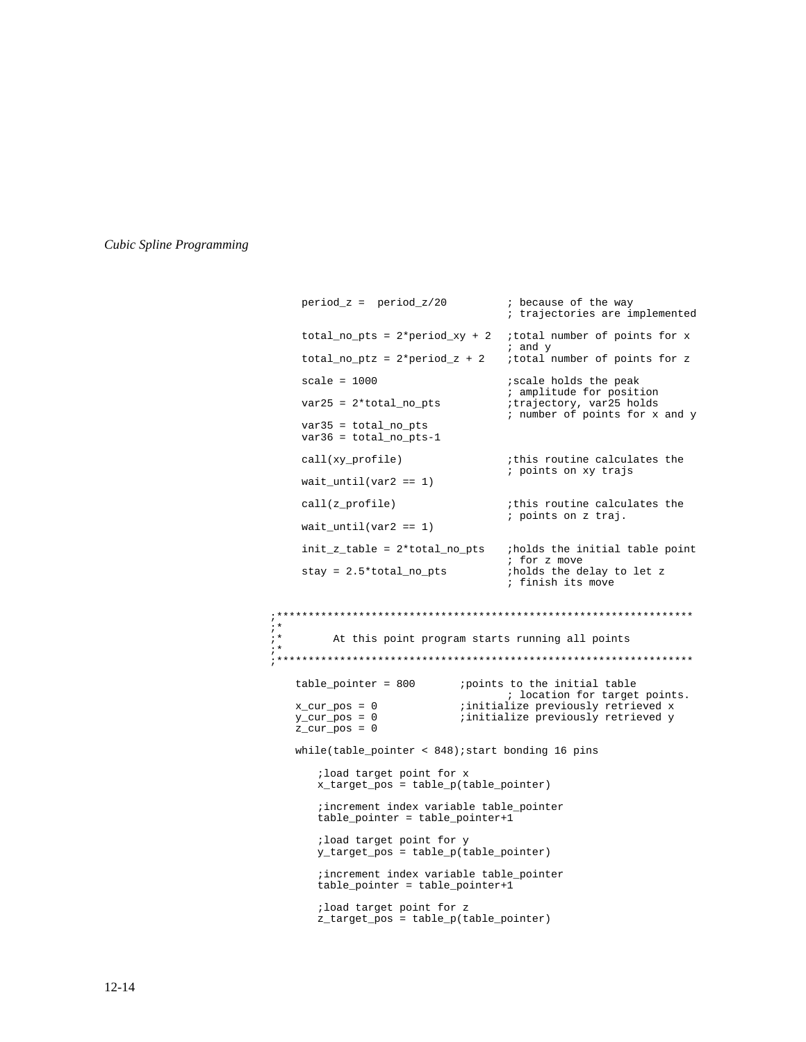```
period_z =  period_z/20          ; because of the way
                                 ; trajectories are implemented

total_no_pts = 2*period_xy + 2  ;total number of points for x
                                 ; and y
total_no_ptz = 2*period_z + 2   ;total number of points for z

scale = 1000                     ;scale holds the peak
                                 ; amplitude for position
var25 = 2*total_no_pts           ;trajectory, var25 holds
                                 ; number of points for x and y
var35 = total_no_pts
var36 = total_no_pts-1

call(xy_profile)                 ;this routine calculates the
                                 ; points on xy trajs
wait_until(var2 == 1)

call(z_profile)                  ;this routine calculates the
                                 ; points on z traj.
wait_until(var2 == 1)

init_z_table = 2*total_no_pts    ;holds the initial table point
                                 ; for z move
stay = 2.5*total_no_pts          ;holds the delay to let z
                                 ; finish its move


;*****************************************************************
;*
;*       At this point program starts running all points
;*
;*****************************************************************

   table_pointer = 800       ;points to the initial table
                                     ; location for target points.
   x_cur_pos = 0             ;initialize previously retrieved x
   y_cur_pos = 0             ;initialize previously retrieved y
   z_cur_pos = 0

   while(table_pointer < 848);start bonding 16 pins

       ;load target point for x
       x_target_pos = table_p(table_pointer)

       ;increment index variable table_pointer
       table_pointer = table_pointer+1

       ;load target point for y
       y_target_pos = table_p(table_pointer)

       ;increment index variable table_pointer
       table_pointer = table_pointer+1

       ;load target point for z
       z_target_pos = table_p(table_pointer)
```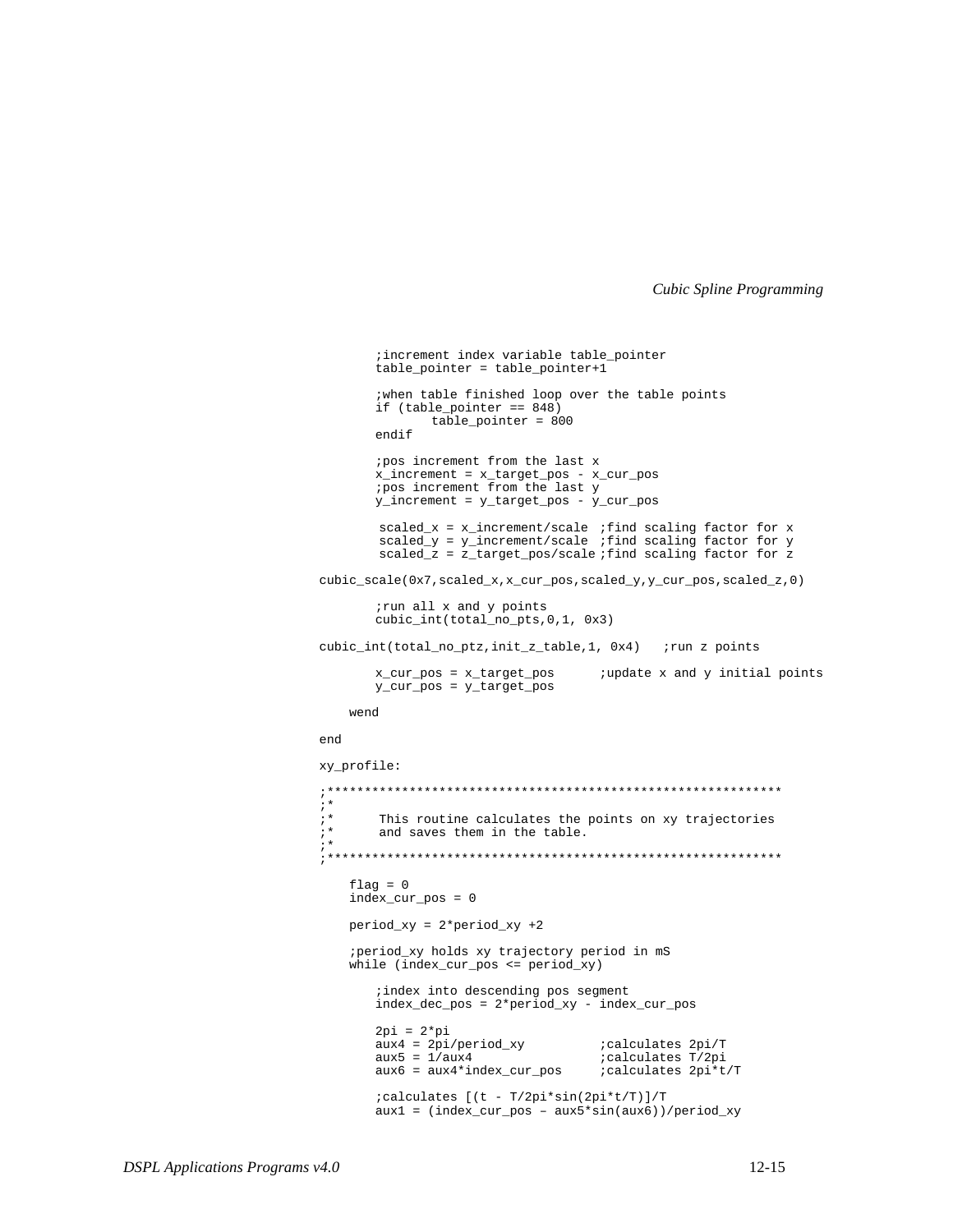```
        ;increment index variable table_pointer
        table_pointer = table_pointer+1

        ;when table finished loop over the table points
        if (table_pointer == 848)
                table_pointer = 800
        endif

        ;pos increment from the last x
        x_increment = x_target_pos - x_cur_pos
        ;pos increment from the last y
        y_increment = y_target_pos - y_cur_pos

         scaled_x = x_increment/scale  ;find scaling factor for x
         scaled_y = y_increment/scale  ;find scaling factor for y
         scaled_z = z_target_pos/scale ;find scaling factor for z

cubic_scale(0x7,scaled_x,x_cur_pos,scaled_y,y_cur_pos,scaled_z,0)

        ;run all x and y points
        cubic_int(total_no_pts,0,1, 0x3)

cubic_int(total_no_ptz,init_z_table,1, 0x4)   ;run z points

        x_cur_pos = x_target_pos      ;update x and y initial points
        y_cur_pos = y_target_pos

    wend

end

xy_profile:

;************************************************************
;*
;*      This routine calculates the points on xy trajectories
;*      and saves them in the table.
;*
;************************************************************

    flag = 0
    index_cur_pos = 0

    period_xy = 2*period_xy +2

    ;period_xy holds xy trajectory period in mS
    while (index_cur_pos <= period_xy)

        ;index into descending pos segment
        index_dec_pos = 2*period_xy - index_cur_pos

        2pi = 2*pi
        aux4 = 2pi/period_xy          ;calculates 2pi/T
        aux5 = 1/aux4                 ;calculates T/2pi
        aux6 = aux4*index_cur_pos     ;calculates 2pi*t/T

        ;calculates [(t - T/2pi*sin(2pi*t/T)]/T
        aux1 = (index_cur_pos – aux5*sin(aux6))/period_xy
```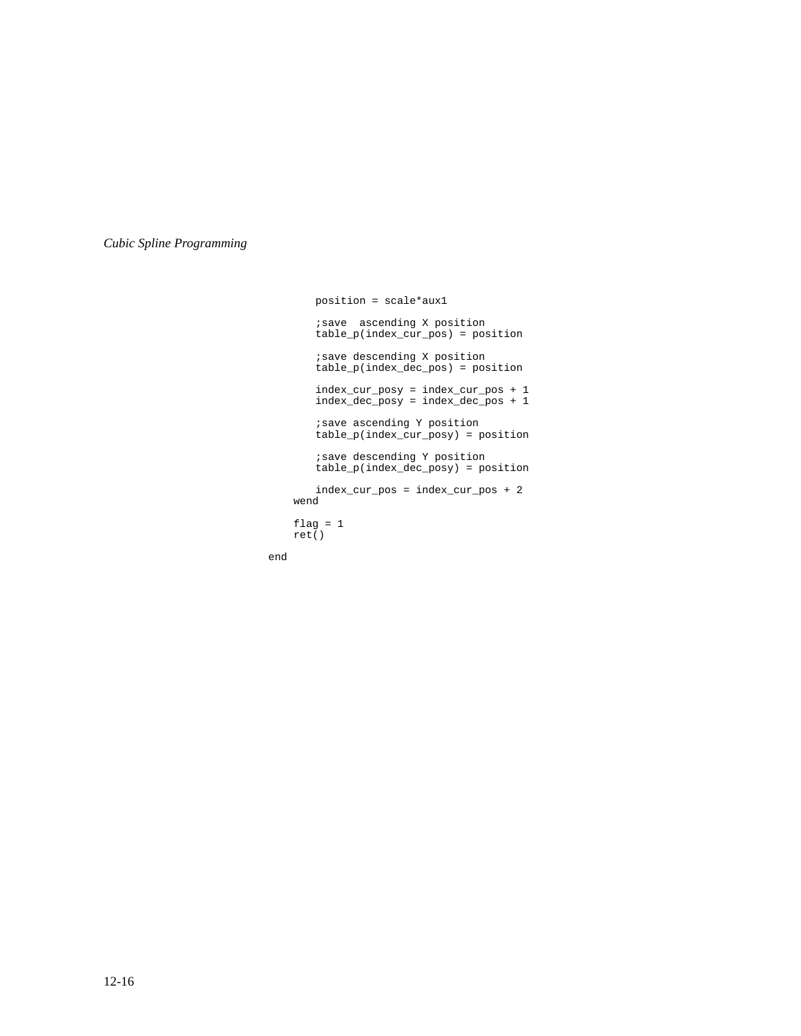```
        position = scale*aux1

        ;save  ascending X position
        table_p(index_cur_pos) = position

        ;save descending X position
        table_p(index_dec_pos) = position

        index_cur_posy = index_cur_pos + 1
        index_dec_posy = index_dec_pos + 1

        ;save ascending Y position
        table_p(index_cur_posy) = position

        ;save descending Y position
        table_p(index_dec_posy) = position

        index_cur_pos = index_cur_pos + 2
    wend

    flag = 1
    ret()

end
```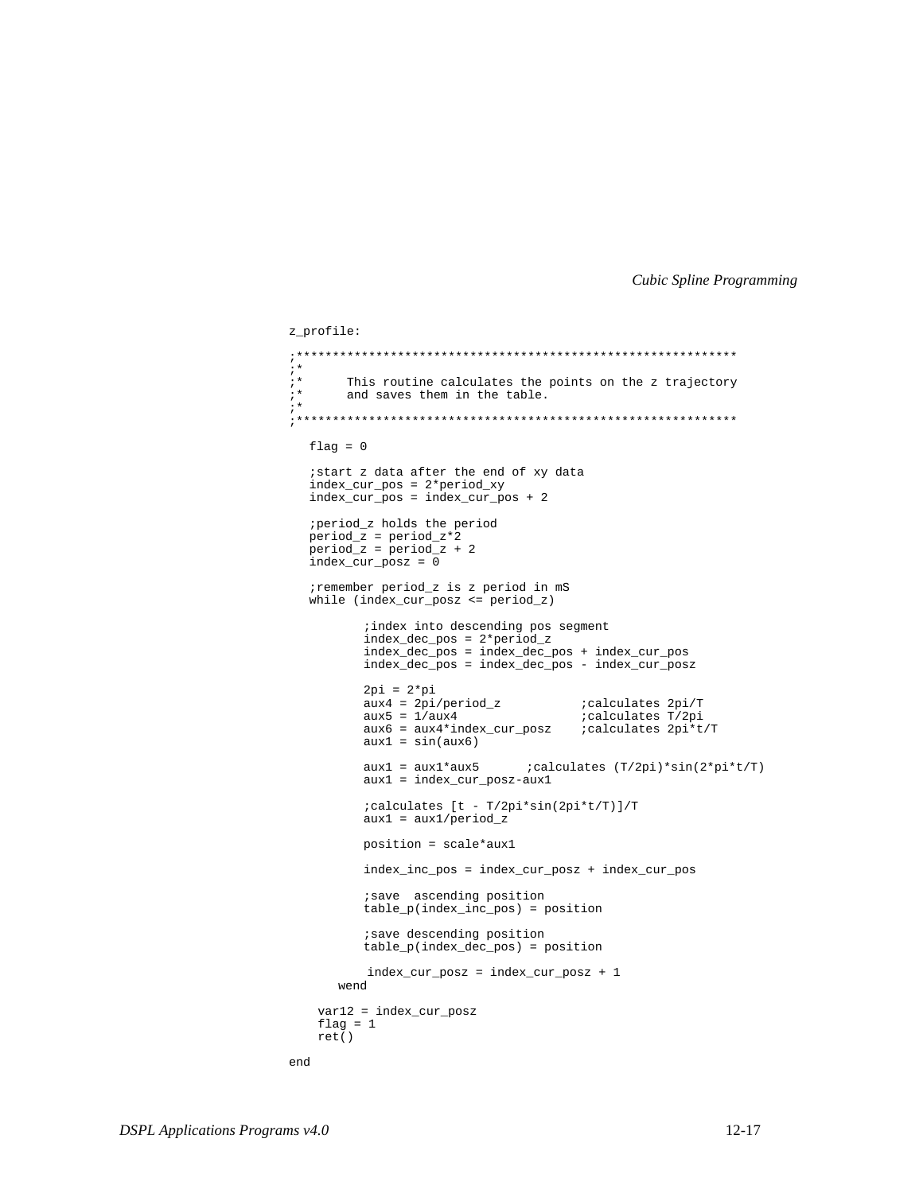```
z_profile:

;************************************************************
;*
;*      This routine calculates the points on the z trajectory
;*      and saves them in the table.
;*
;************************************************************

   flag = 0

   ;start z data after the end of xy data
   index_cur_pos = 2*period_xy
   index_cur_pos = index_cur_pos + 2

   ;period_z holds the period
   period_z = period_z*2
   period_z = period_z + 2
   index_cur_posz = 0

   ;remember period_z is z period in mS
   while (index_cur_posz <= period_z)

          ;index into descending pos segment
          index_dec_pos = 2*period_z
          index_dec_pos = index_dec_pos + index_cur_pos
          index_dec_pos = index_dec_pos - index_cur_posz

          2pi = 2*pi
          aux4 = 2pi/period_z           ;calculates 2pi/T
          aux5 = 1/aux4                 ;calculates T/2pi
          aux6 = aux4*index_cur_posz    ;calculates 2pi*t/T
          aux1 = sin(aux6)

          aux1 = aux1*aux5      ;calculates (T/2pi)*sin(2*pi*t/T)
          aux1 = index_cur_posz-aux1

          ;calculates [t - T/2pi*sin(2pi*t/T)]/T
          aux1 = aux1/period_z

          position = scale*aux1

          index_inc_pos = index_cur_posz + index_cur_pos

          ;save  ascending position
          table_p(index_inc_pos) = position

          ;save descending position
          table_p(index_dec_pos) = position

           index_cur_posz = index_cur_posz + 1
      wend

    var12 = index_cur_posz
    flag = 1
    ret()

end
```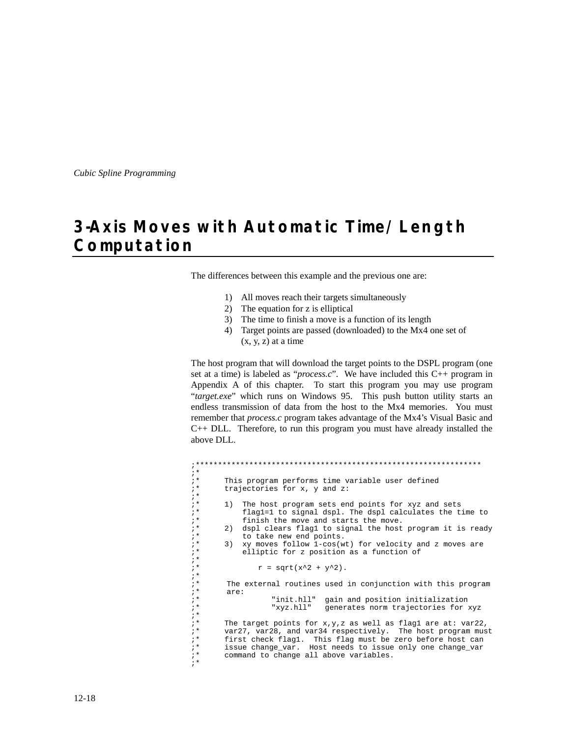# 3-Axis Moves with Automatic Time/Length Computation

The differences between this example and the previous one are:

1) All moves reach their targets simultaneously
2) The equation for z is elliptical
3) The time to finish a move is a function of its length
4) Target points are passed (downloaded) to the Mx4 one set of (x, y, z) at a time

The host program that will download the target points to the DSPL program (one set at a time) is labeled as "*process.c*". We have included this C++ program in Appendix A of this chapter. To start this program you may use program "*target.exe*" which runs on Windows 95. This push button utility starts an endless transmission of data from the host to the Mx4 memories. You must remember that *process.c* program takes advantage of the Mx4's Visual Basic and C++ DLL. Therefore, to run this program you must have already installed the above DLL.

```
;****************************************************************
;*
;*     This program performs time variable user defined
;*     trajectories for x, y and z:
;*
;*     1)  The host program sets end points for xyz and sets
;*         flag1=1 to signal dspl. The dspl calculates the time to
;*         finish the move and starts the move.
;*     2)  dspl clears flag1 to signal the host program it is ready
;*         to take new end points.
;*     3)  xy moves follow 1-cos(wt) for velocity and z moves are
;*         elliptic for z position as a function of
;*
;*             r = sqrt(x^2 + y^2).
;*
;*      The external routines used in conjunction with this program
;*      are:
;*               "init.hll"  gain and position initialization
;*               "xyz.hll"   generates norm trajectories for xyz
;*
;*     The target points for x,y,z as well as flag1 are at: var22,
;*     var27, var28, and var34 respectively.  The host program must
;*     first check flag1.  This flag must be zero before host can
;*     issue change_var.  Host needs to issue only one change_var
;*     command to change all above variables.
;*
```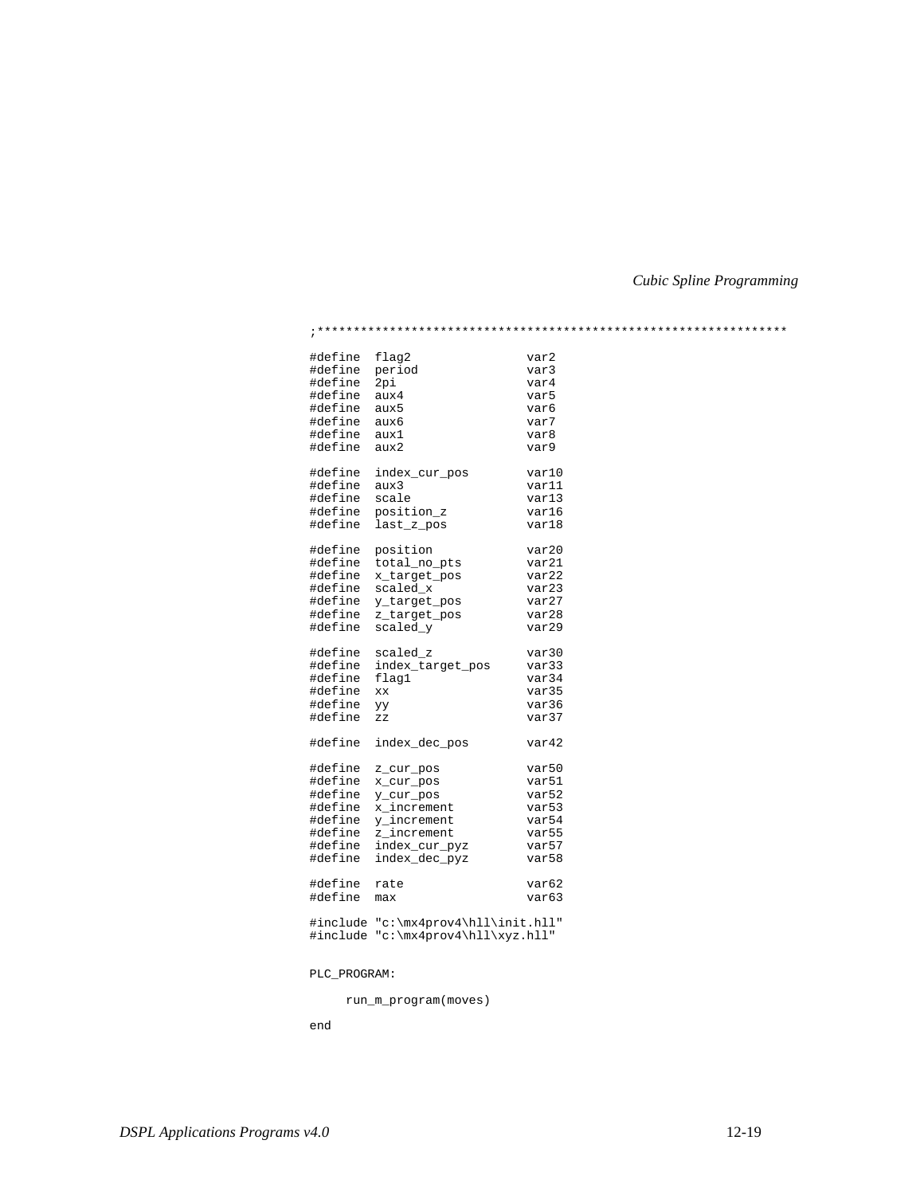```
;*****************************************************************

#define  flag2               var2
#define  period              var3
#define  2pi                 var4
#define  aux4                var5
#define  aux5                var6
#define  aux6                var7
#define  aux1                var8
#define  aux2                var9

#define  index_cur_pos       var10
#define  aux3                var11
#define  scale               var13
#define  position_z          var16
#define  last_z_pos          var18

#define  position            var20
#define  total_no_pts        var21
#define  x_target_pos        var22
#define  scaled_x            var23
#define  y_target_pos        var27
#define  z_target_pos        var28
#define  scaled_y            var29

#define  scaled_z            var30
#define  index_target_pos    var33
#define  flag1               var34
#define  xx                  var35
#define  yy                  var36
#define  zz                  var37

#define  index_dec_pos       var42

#define  z_cur_pos           var50
#define  x_cur_pos           var51
#define  y_cur_pos           var52
#define  x_increment         var53
#define  y_increment         var54
#define  z_increment         var55
#define  index_cur_pyz       var57
#define  index_dec_pyz       var58

#define  rate                var62
#define  max                 var63

#include "c:\mx4prov4\hll\init.hll"
#include "c:\mx4prov4\hll\xyz.hll"


PLC_PROGRAM:

     run_m_program(moves)

end
```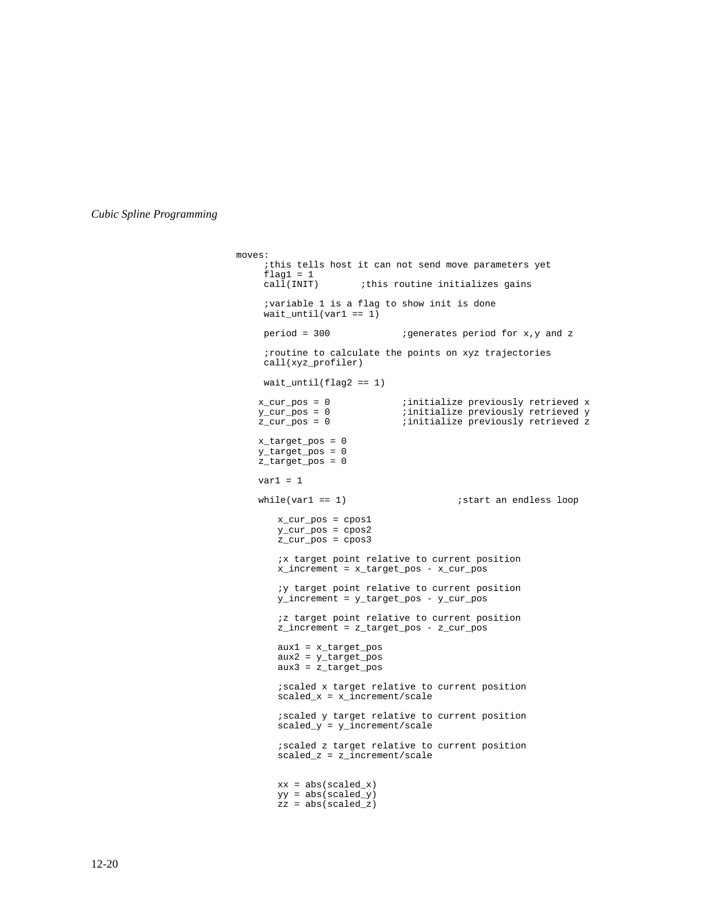```
moves:
     ;this tells host it can not send move parameters yet
     flag1 = 1
     call(INIT)       ;this routine initializes gains

     ;variable 1 is a flag to show init is done
     wait_until(var1 == 1)

     period = 300            ;generates period for x,y and z

     ;routine to calculate the points on xyz trajectories
     call(xyz_profiler)

     wait_until(flag2 == 1)

    x_cur_pos = 0            ;initialize previously retrieved x
    y_cur_pos = 0            ;initialize previously retrieved y
    z_cur_pos = 0            ;initialize previously retrieved z

    x_target_pos = 0
    y_target_pos = 0
    z_target_pos = 0

    var1 = 1

    while(var1 == 1)                   ;start an endless loop

        x_cur_pos = cpos1
        y_cur_pos = cpos2
        z_cur_pos = cpos3

        ;x target point relative to current position
        x_increment = x_target_pos - x_cur_pos

        ;y target point relative to current position
        y_increment = y_target_pos - y_cur_pos

        ;z target point relative to current position
        z_increment = z_target_pos - z_cur_pos

        aux1 = x_target_pos
        aux2 = y_target_pos
        aux3 = z_target_pos

        ;scaled x target relative to current position
        scaled_x = x_increment/scale

        ;scaled y target relative to current position
        scaled_y = y_increment/scale

        ;scaled z target relative to current position
        scaled_z = z_increment/scale


        xx = abs(scaled_x)
        yy = abs(scaled_y)
        zz = abs(scaled_z)
```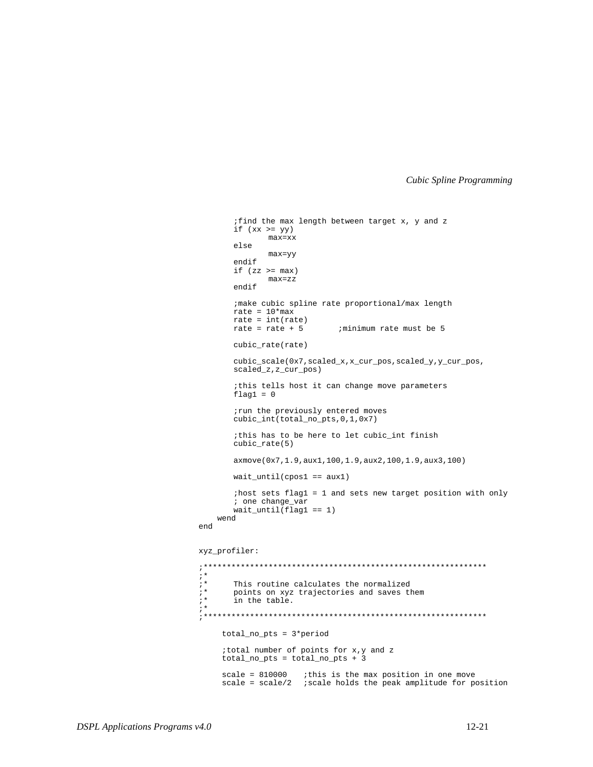```
        ;find the max length between target x, y and z
        if (xx >= yy)
                max=xx
        else
                max=yy
        endif
        if (zz >= max)
                max=zz
        endif

        ;make cubic spline rate proportional/max length
        rate = 10*max
        rate = int(rate)
        rate = rate + 5         ;minimum rate must be 5

        cubic_rate(rate)

        cubic_scale(0x7,scaled_x,x_cur_pos,scaled_y,y_cur_pos,
        scaled_z,z_cur_pos)

        ;this tells host it can change move parameters
        flag1 = 0

        ;run the previously entered moves
        cubic_int(total_no_pts,0,1,0x7)

        ;this has to be here to let cubic_int finish
        cubic_rate(5)

        axmove(0x7,1.9,aux1,100,1.9,aux2,100,1.9,aux3,100)

        wait_until(cpos1 == aux1)

        ;host sets flag1 = 1 and sets new target position with only
        ; one change_var
        wait_until(flag1 == 1)
    wend
end


xyz_profiler:

;*************************************************************
;*
;*      This routine calculates the normalized
;*      points on xyz trajectories and saves them
;*      in the table.
;*
;*************************************************************

     total_no_pts = 3*period

     ;total number of points for x,y and z
     total_no_pts = total_no_pts + 3

     scale = 810000    ;this is the max position in one move
     scale = scale/2   ;scale holds the peak amplitude for position
```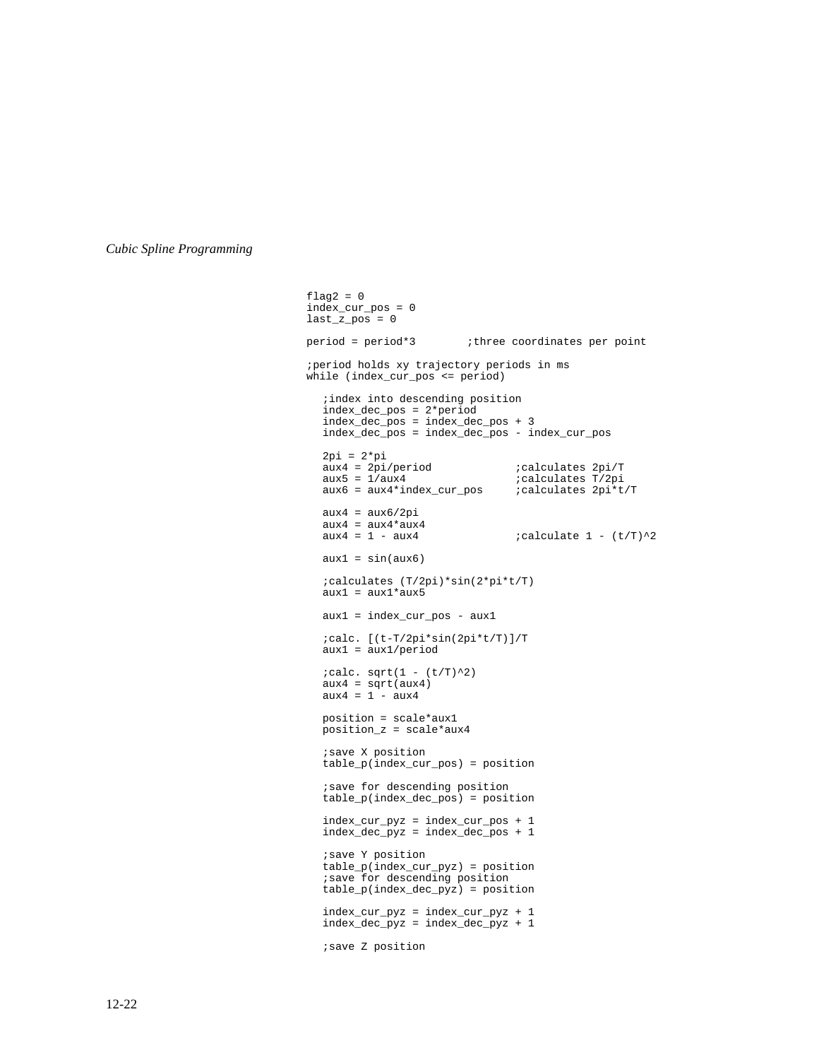```
flag2 = 0
index_cur_pos = 0
last_z_pos = 0

period = period*3        ;three coordinates per point

;period holds xy trajectory periods in ms
while (index_cur_pos <= period)

   ;index into descending position
   index_dec_pos = 2*period
   index_dec_pos = index_dec_pos + 3
   index_dec_pos = index_dec_pos - index_cur_pos

   2pi = 2*pi
   aux4 = 2pi/period             ;calculates 2pi/T
   aux5 = 1/aux4                 ;calculates T/2pi
   aux6 = aux4*index_cur_pos     ;calculates 2pi*t/T

   aux4 = aux6/2pi
   aux4 = aux4*aux4
   aux4 = 1 - aux4               ;calculate 1 - (t/T)^2

   aux1 = sin(aux6)

   ;calculates (T/2pi)*sin(2*pi*t/T)
   aux1 = aux1*aux5

   aux1 = index_cur_pos - aux1

   ;calc. [(t-T/2pi*sin(2pi*t/T)]/T
   aux1 = aux1/period

   ;calc. sqrt(1 - (t/T)^2)
   aux4 = sqrt(aux4)
   aux4 = 1 - aux4

   position = scale*aux1
   position_z = scale*aux4

   ;save X position
   table_p(index_cur_pos) = position

   ;save for descending position
   table_p(index_dec_pos) = position

   index_cur_pyz = index_cur_pos + 1
   index_dec_pyz = index_dec_pos + 1

   ;save Y position
   table_p(index_cur_pyz) = position
   ;save for descending position
   table_p(index_dec_pyz) = position

   index_cur_pyz = index_cur_pyz + 1
   index_dec_pyz = index_dec_pyz + 1

   ;save Z position
```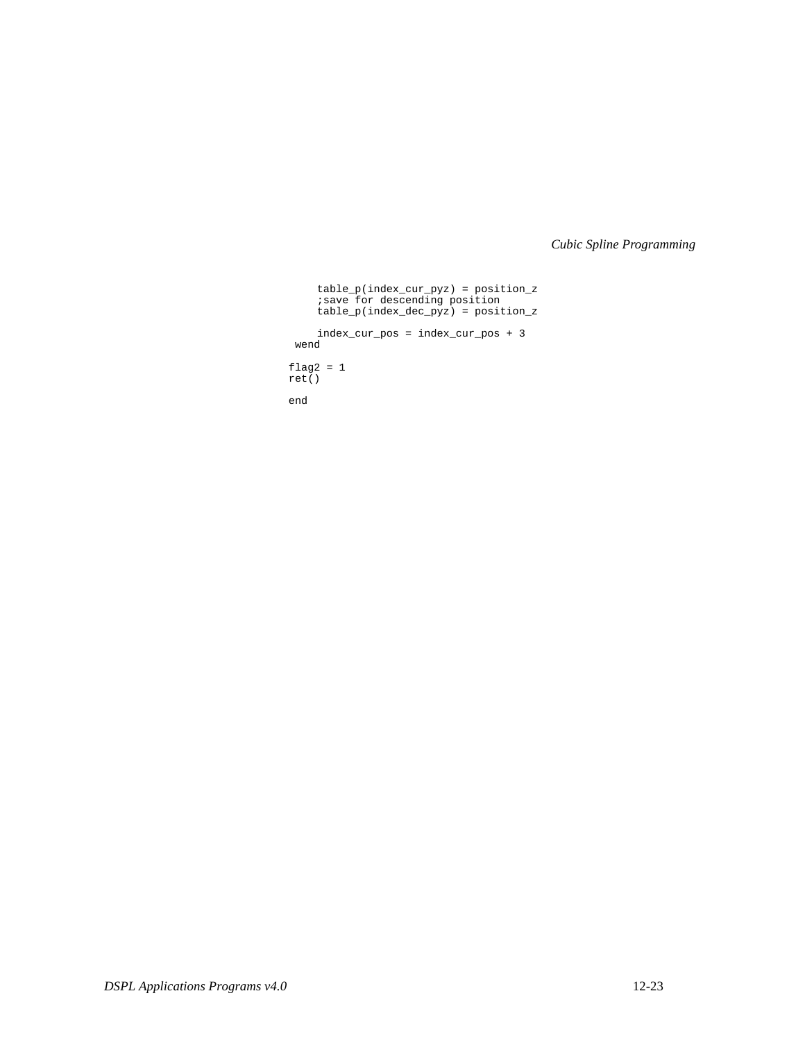```
    table_p(index_cur_pyz) = position_z
    ;save for descending position
    table_p(index_dec_pyz) = position_z

    index_cur_pos = index_cur_pos + 3
 wend

flag2 = 1
ret()

end
```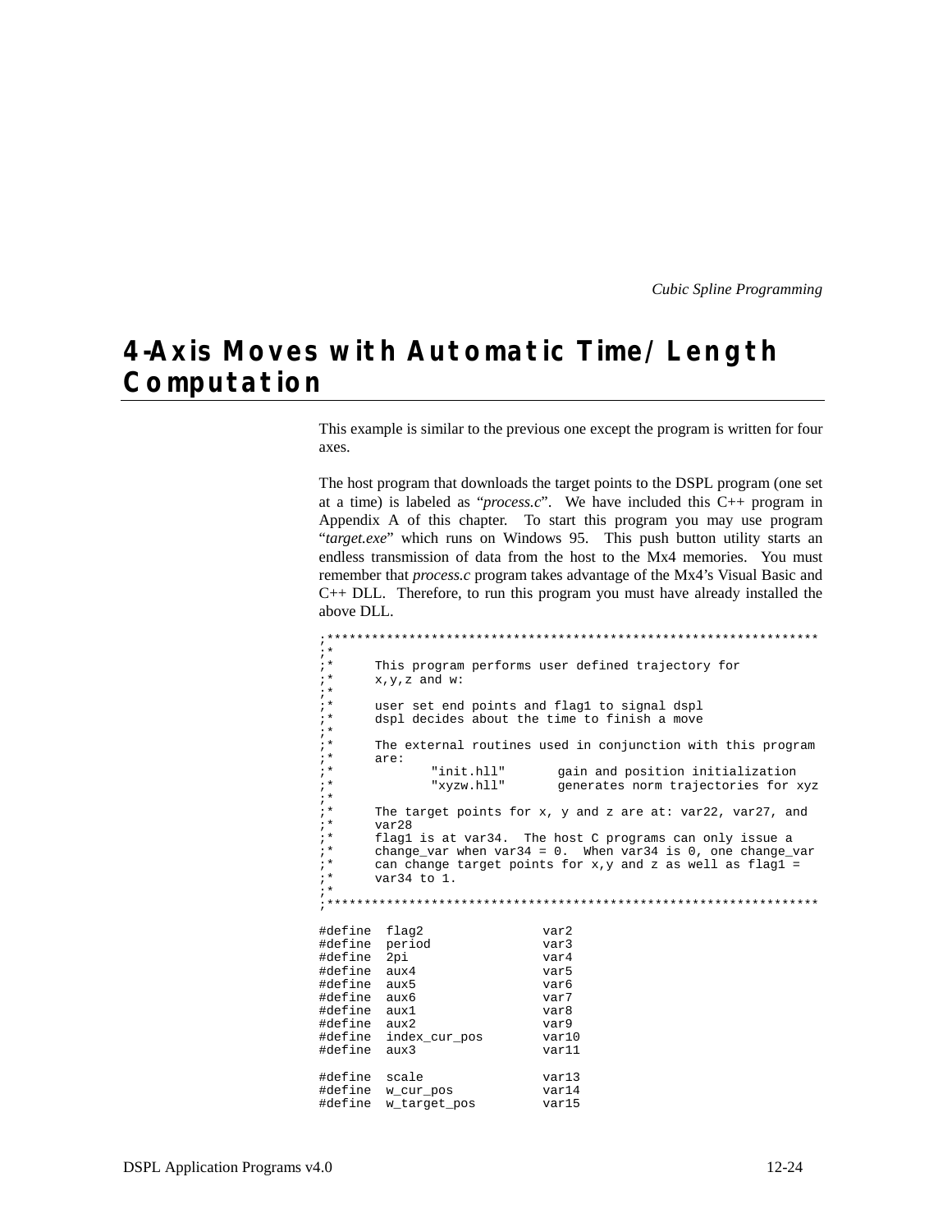## 4-Axis Moves with Automatic Time/Length Computation

This example is similar to the previous one except the program is written for four axes.

The host program that downloads the target points to the DSPL program (one set at a time) is labeled as "*process.c*". We have included this C++ program in Appendix A of this chapter. To start this program you may use program "*target.exe*" which runs on Windows 95. This push button utility starts an endless transmission of data from the host to the Mx4 memories. You must remember that *process.c* program takes advantage of the Mx4's Visual Basic and C++ DLL. Therefore, to run this program you must have already installed the above DLL.

```
;*****************************************************************
;*
;*      This program performs user defined trajectory for
;*      x,y,z and w:
;*
;*      user set end points and flag1 to signal dspl
;*      dspl decides about the time to finish a move
;*
;*      The external routines used in conjunction with this program
;*      are:
;*              "init.hll"       gain and position initialization
;*              "xyzw.hll"       generates norm trajectories for xyz
;*
;*      The target points for x, y and z are at: var22, var27, and
;*      var28
;*      flag1 is at var34.  The host C programs can only issue a
;*      change_var when var34 = 0.  When var34 is 0, one change_var
;*      can change target points for x,y and z as well as flag1 =
;*      var34 to 1.
;*
;*****************************************************************

#define  flag2               var2
#define  period              var3
#define  2pi                 var4
#define  aux4                var5
#define  aux5                var6
#define  aux6                var7
#define  aux1                var8
#define  aux2                var9
#define  index_cur_pos       var10
#define  aux3                var11

#define  scale               var13
#define  w_cur_pos           var14
#define  w_target_pos        var15
```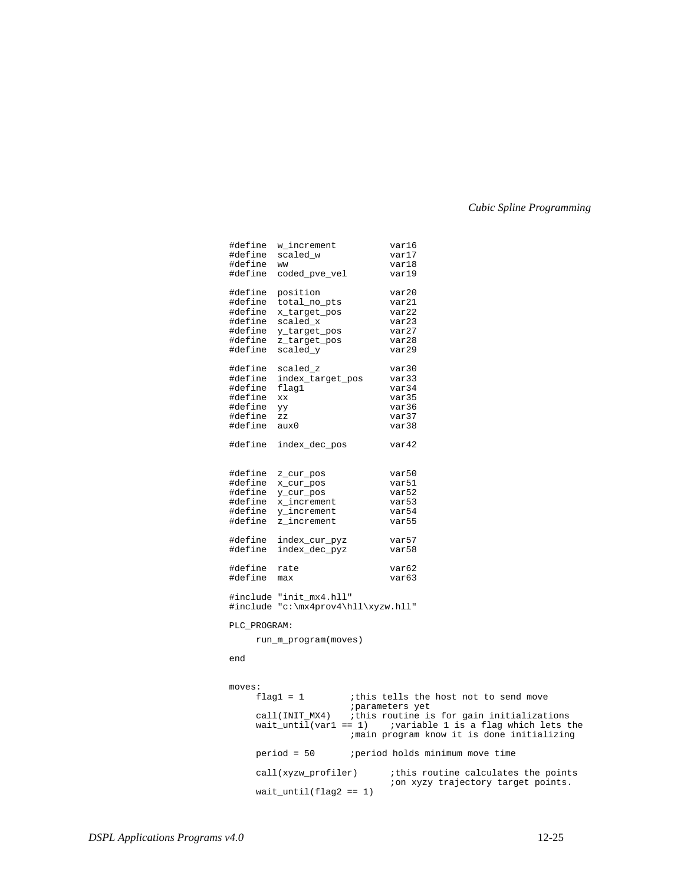```
#define  w_increment          var16
#define  scaled_w             var17
#define  ww                   var18
#define  coded_pve_vel        var19

#define  position             var20
#define  total_no_pts         var21
#define  x_target_pos         var22
#define  scaled_x             var23
#define  y_target_pos         var27
#define  z_target_pos         var28
#define  scaled_y             var29

#define  scaled_z             var30
#define  index_target_pos     var33
#define  flag1                var34
#define  xx                   var35
#define  yy                   var36
#define  zz                   var37
#define  aux0                 var38

#define  index_dec_pos        var42


#define  z_cur_pos            var50
#define  x_cur_pos            var51
#define  y_cur_pos            var52
#define  x_increment          var53
#define  y_increment          var54
#define  z_increment          var55

#define  index_cur_pyz        var57
#define  index_dec_pyz        var58

#define  rate                 var62
#define  max                  var63

#include "init_mx4.hll"
#include "c:\mx4prov4\hll\xyzw.hll"

PLC_PROGRAM:
     run_m_program(moves)

end


moves:
     flag1 = 1         ;this tells the host not to send move
                       ;parameters yet
     call(INIT_MX4)    ;this routine is for gain initializations
     wait_until(var1 == 1)    ;variable 1 is a flag which lets the
                       ;main program know it is done initializing

     period = 50       ;period holds minimum move time

     call(xyzw_profiler)      ;this routine calculates the points
                              ;on xyzy trajectory target points.
     wait_until(flag2 == 1)
```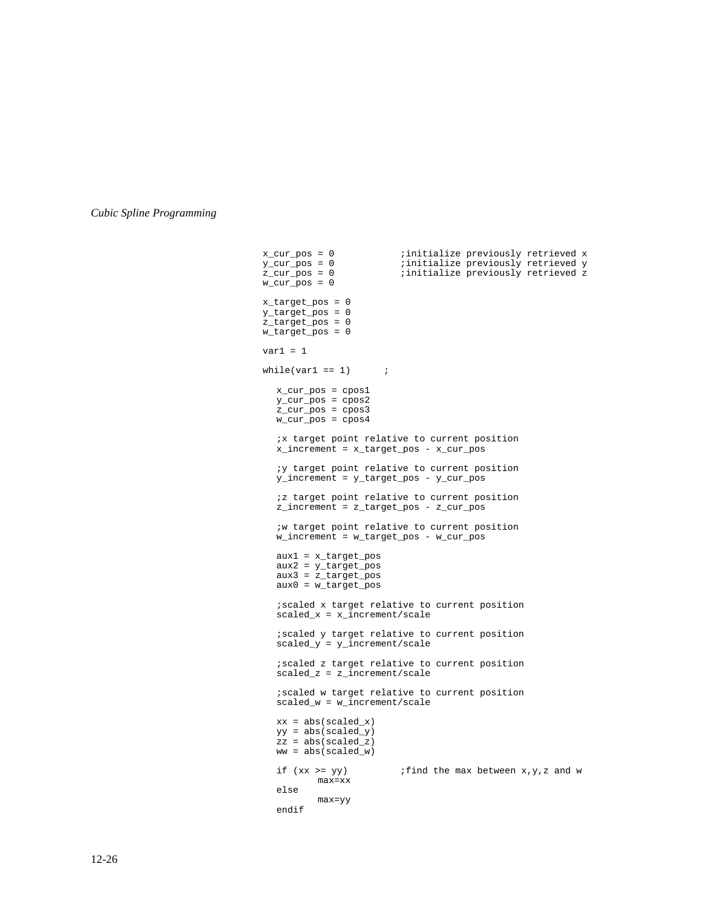```
x_cur_pos = 0           ;initialize previously retrieved x
y_cur_pos = 0           ;initialize previously retrieved y
z_cur_pos = 0           ;initialize previously retrieved z
w_cur_pos = 0

x_target_pos = 0
y_target_pos = 0
z_target_pos = 0
w_target_pos = 0

var1 = 1

while(var1 == 1)      ;

  x_cur_pos = cpos1
  y_cur_pos = cpos2
  z_cur_pos = cpos3
  w_cur_pos = cpos4

  ;x target point relative to current position
  x_increment = x_target_pos - x_cur_pos

  ;y target point relative to current position
  y_increment = y_target_pos - y_cur_pos

  ;z target point relative to current position
  z_increment = z_target_pos - z_cur_pos

  ;w target point relative to current position
  w_increment = w_target_pos - w_cur_pos

  aux1 = x_target_pos
  aux2 = y_target_pos
  aux3 = z_target_pos
  aux0 = w_target_pos

  ;scaled x target relative to current position
  scaled_x = x_increment/scale

  ;scaled y target relative to current position
  scaled_y = y_increment/scale

  ;scaled z target relative to current position
  scaled_z = z_increment/scale

  ;scaled w target relative to current position
  scaled_w = w_increment/scale

  xx = abs(scaled_x)
  yy = abs(scaled_y)
  zz = abs(scaled_z)
  ww = abs(scaled_w)

  if (xx >= yy)         ;find the max between x,y,z and w
        max=xx
  else
        max=yy
  endif
```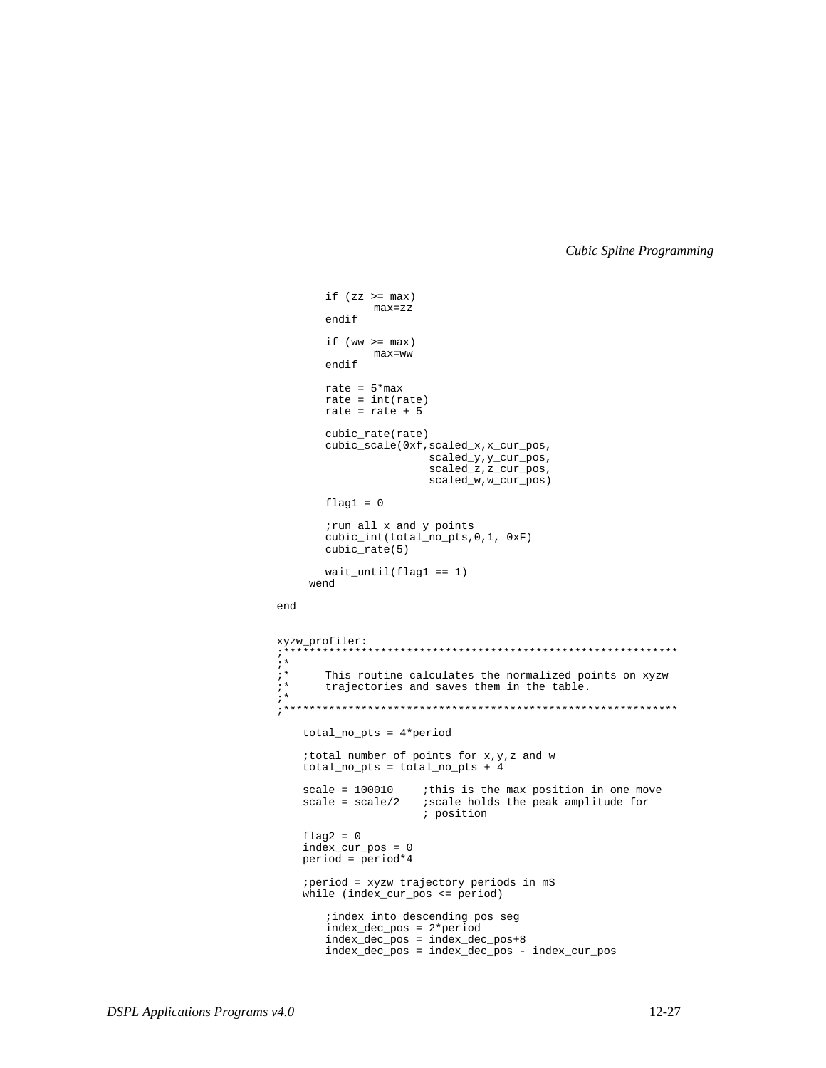```
        if (zz >= max)
                max=zz
        endif

        if (ww >= max)
                max=ww
        endif

        rate = 5*max
        rate = int(rate)
        rate = rate + 5

        cubic_rate(rate)
        cubic_scale(0xf,scaled_x,x_cur_pos,
                        scaled_y,y_cur_pos,
                        scaled_z,z_cur_pos,
                        scaled_w,w_cur_pos)

        flag1 = 0

        ;run all x and y points
        cubic_int(total_no_pts,0,1, 0xF)
        cubic_rate(5)

        wait_until(flag1 == 1)
    wend

end


xyzw_profiler:
;************************************************************
;*
;*      This routine calculates the normalized points on xyzw
;*      trajectories and saves them in the table.
;*
;************************************************************

    total_no_pts = 4*period

    ;total number of points for x,y,z and w
    total_no_pts = total_no_pts + 4

    scale = 100010     ;this is the max position in one move
    scale = scale/2    ;scale holds the peak amplitude for
                       ; position

    flag2 = 0
    index_cur_pos = 0
    period = period*4

    ;period = xyzw trajectory periods in mS
    while (index_cur_pos <= period)

        ;index into descending pos seg
        index_dec_pos = 2*period
        index_dec_pos = index_dec_pos+8
        index_dec_pos = index_dec_pos - index_cur_pos
```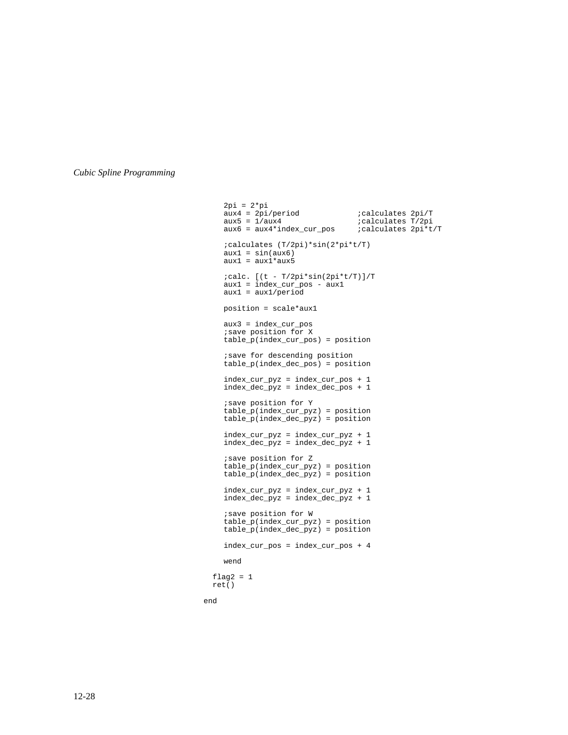```
    2pi = 2*pi
    aux4 = 2pi/period            ;calculates 2pi/T
    aux5 = 1/aux4                ;calculates T/2pi
    aux6 = aux4*index_cur_pos    ;calculates 2pi*t/T

    ;calculates (T/2pi)*sin(2*pi*t/T)
    aux1 = sin(aux6)
    aux1 = aux1*aux5

    ;calc. [(t - T/2pi*sin(2pi*t/T)]/T
    aux1 = index_cur_pos - aux1
    aux1 = aux1/period

    position = scale*aux1

    aux3 = index_cur_pos
    ;save position for X
    table_p(index_cur_pos) = position

    ;save for descending position
    table_p(index_dec_pos) = position

    index_cur_pyz = index_cur_pos + 1
    index_dec_pyz = index_dec_pos + 1

    ;save position for Y
    table_p(index_cur_pyz) = position
    table_p(index_dec_pyz) = position

    index_cur_pyz = index_cur_pyz + 1
    index_dec_pyz = index_dec_pyz + 1

    ;save position for Z
    table_p(index_cur_pyz) = position
    table_p(index_dec_pyz) = position

    index_cur_pyz = index_cur_pyz + 1
    index_dec_pyz = index_dec_pyz + 1

    ;save position for W
    table_p(index_cur_pyz) = position
    table_p(index_dec_pyz) = position

    index_cur_pos = index_cur_pos + 4

    wend

  flag2 = 1
  ret()

end
```